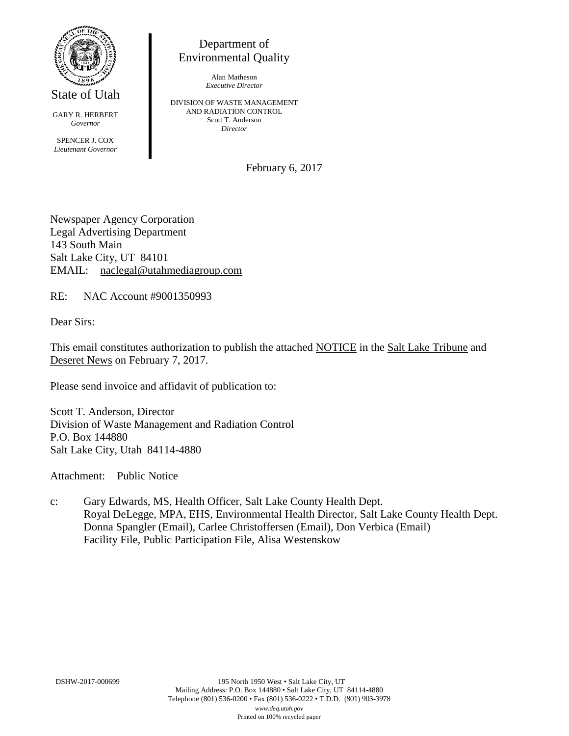State of Utah

GARY R. HERBERT
*Governor*

SPENCER J. COX
*Lieutenant Governor*

Department of
Environmental Quality

Alan Matheson
*Executive Director*

DIVISION OF WASTE MANAGEMENT
AND RADIATION CONTROL
Scott T. Anderson
*Director*

February 6, 2017

Newspaper Agency Corporation
Legal Advertising Department
143 South Main
Salt Lake City, UT 84101
EMAIL: naclegal@utahmediagroup.com

RE: NAC Account #9001350993

Dear Sirs:

This email constitutes authorization to publish the attached NOTICE in the Salt Lake Tribune and Deseret News on February 7, 2017.

Please send invoice and affidavit of publication to:

Scott T. Anderson, Director
Division of Waste Management and Radiation Control
P.O. Box 144880
Salt Lake City, Utah 84114-4880

Attachment: Public Notice

c: Gary Edwards, MS, Health Officer, Salt Lake County Health Dept.
Royal DeLegge, MPA, EHS, Environmental Health Director, Salt Lake County Health Dept.
Donna Spangler (Email), Carlee Christoffersen (Email), Don Verbica (Email)
Facility File, Public Participation File, Alisa Westenskow

DSHW-2017-000699

195 North 1950 West • Salt Lake City, UT
Mailing Address: P.O. Box 144880 • Salt Lake City, UT 84114-4880
Telephone (801) 536-0200 • Fax (801) 536-0222 • T.D.D. (801) 903-3978
*www.deq.utah.gov*
Printed on 100% recycled paper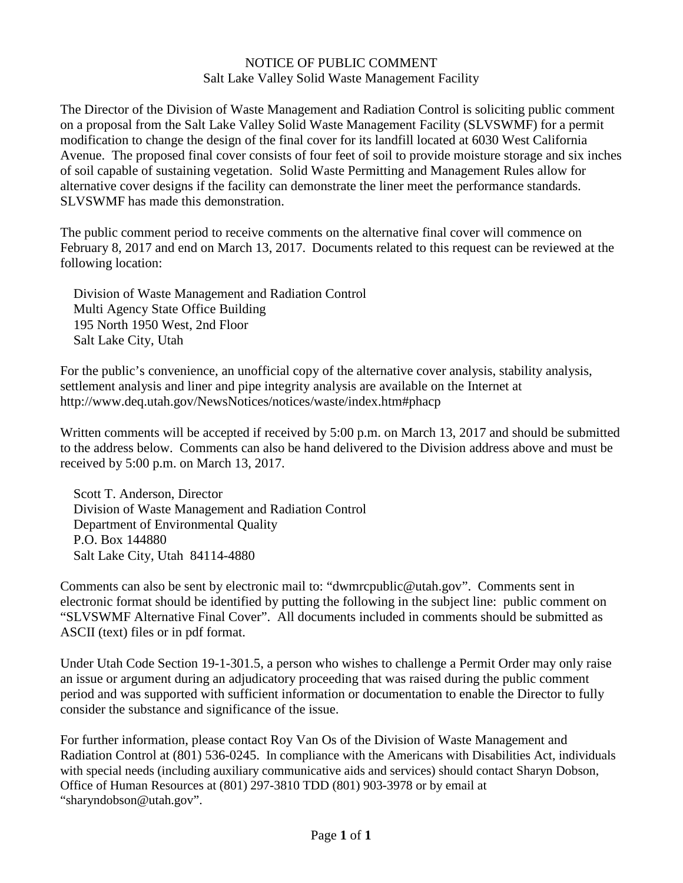# NOTICE OF PUBLIC COMMENT
## Salt Lake Valley Solid Waste Management Facility

The Director of the Division of Waste Management and Radiation Control is soliciting public comment on a proposal from the Salt Lake Valley Solid Waste Management Facility (SLVSWMF) for a permit modification to change the design of the final cover for its landfill located at 6030 West California Avenue. The proposed final cover consists of four feet of soil to provide moisture storage and six inches of soil capable of sustaining vegetation. Solid Waste Permitting and Management Rules allow for alternative cover designs if the facility can demonstrate the liner meet the performance standards. SLVSWMF has made this demonstration.

The public comment period to receive comments on the alternative final cover will commence on February 8, 2017 and end on March 13, 2017. Documents related to this request can be reviewed at the following location:

Division of Waste Management and Radiation Control  
Multi Agency State Office Building  
195 North 1950 West, 2nd Floor  
Salt Lake City, Utah

For the public's convenience, an unofficial copy of the alternative cover analysis, stability analysis, settlement analysis and liner and pipe integrity analysis are available on the Internet at http://www.deq.utah.gov/NewsNotices/notices/waste/index.htm#phacp

Written comments will be accepted if received by 5:00 p.m. on March 13, 2017 and should be submitted to the address below. Comments can also be hand delivered to the Division address above and must be received by 5:00 p.m. on March 13, 2017.

Scott T. Anderson, Director  
Division of Waste Management and Radiation Control  
Department of Environmental Quality  
P.O. Box 144880  
Salt Lake City, Utah 84114-4880

Comments can also be sent by electronic mail to: "dwmrcpublic@utah.gov". Comments sent in electronic format should be identified by putting the following in the subject line: public comment on "SLVSWMF Alternative Final Cover". All documents included in comments should be submitted as ASCII (text) files or in pdf format.

Under Utah Code Section 19-1-301.5, a person who wishes to challenge a Permit Order may only raise an issue or argument during an adjudicatory proceeding that was raised during the public comment period and was supported with sufficient information or documentation to enable the Director to fully consider the substance and significance of the issue.

For further information, please contact Roy Van Os of the Division of Waste Management and Radiation Control at (801) 536-0245. In compliance with the Americans with Disabilities Act, individuals with special needs (including auxiliary communicative aids and services) should contact Sharyn Dobson, Office of Human Resources at (801) 297-3810 TDD (801) 903-3978 or by email at "sharyndobson@utah.gov".